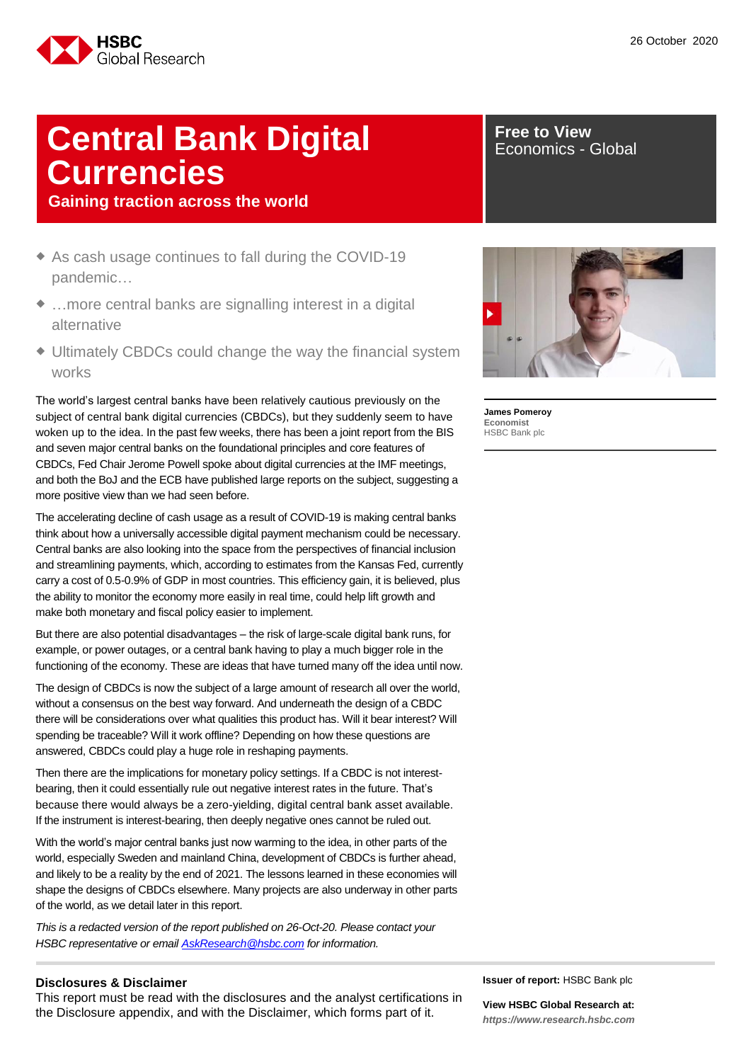HSBC Global Research

26 October 2020

# Central Bank Digital Currencies

## Gaining traction across the world

**Free to View**
Economics - Global

- As cash usage continues to fall during the COVID-19 pandemic…
- …more central banks are signalling interest in a digital alternative
- Ultimately CBDCs could change the way the financial system works

The world's largest central banks have been relatively cautious previously on the subject of central bank digital currencies (CBDCs), but they suddenly seem to have woken up to the idea. In the past few weeks, there has been a joint report from the BIS and seven major central banks on the foundational principles and core features of CBDCs, Fed Chair Jerome Powell spoke about digital currencies at the IMF meetings, and both the BoJ and the ECB have published large reports on the subject, suggesting a more positive view than we had seen before.

The accelerating decline of cash usage as a result of COVID-19 is making central banks think about how a universally accessible digital payment mechanism could be necessary. Central banks are also looking into the space from the perspectives of financial inclusion and streamlining payments, which, according to estimates from the Kansas Fed, currently carry a cost of 0.5-0.9% of GDP in most countries. This efficiency gain, it is believed, plus the ability to monitor the economy more easily in real time, could help lift growth and make both monetary and fiscal policy easier to implement.

But there are also potential disadvantages – the risk of large-scale digital bank runs, for example, or power outages, or a central bank having to play a much bigger role in the functioning of the economy. These are ideas that have turned many off the idea until now.

The design of CBDCs is now the subject of a large amount of research all over the world, without a consensus on the best way forward. And underneath the design of a CBDC there will be considerations over what qualities this product has. Will it bear interest? Will spending be traceable? Will it work offline? Depending on how these questions are answered, CBDCs could play a huge role in reshaping payments.

Then there are the implications for monetary policy settings. If a CBDC is not interest-bearing, then it could essentially rule out negative interest rates in the future. That's because there would always be a zero-yielding, digital central bank asset available. If the instrument is interest-bearing, then deeply negative ones cannot be ruled out.

With the world's major central banks just now warming to the idea, in other parts of the world, especially Sweden and mainland China, development of CBDCs is further ahead, and likely to be a reality by the end of 2021. The lessons learned in these economies will shape the designs of CBDCs elsewhere. Many projects are also underway in other parts of the world, as we detail later in this report.

*This is a redacted version of the report published on 26-Oct-20. Please contact your HSBC representative or email [AskResearch@hsbc.com](mailto:AskResearch@hsbc.com) for information.*

**James Pomeroy**
Economist
HSBC Bank plc

**Disclosures & Disclaimer**

This report must be read with the disclosures and the analyst certifications in the Disclosure appendix, and with the Disclaimer, which forms part of it.

**Issuer of report:** HSBC Bank plc

**View HSBC Global Research at:**
***https://www.research.hsbc.com***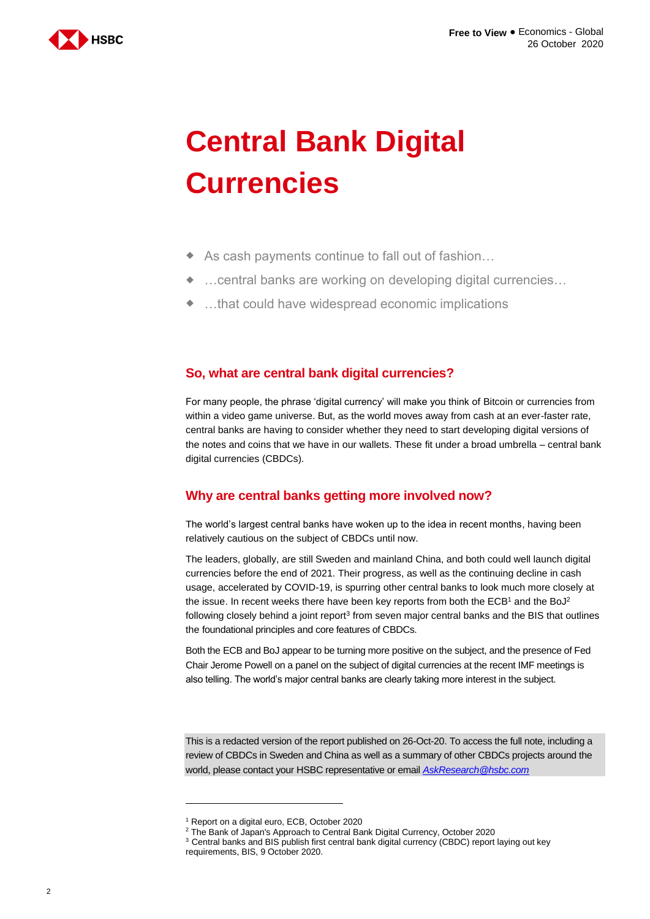# Central Bank Digital Currencies

- As cash payments continue to fall out of fashion…
- …central banks are working on developing digital currencies…
- …that could have widespread economic implications

## So, what are central bank digital currencies?

For many people, the phrase 'digital currency' will make you think of Bitcoin or currencies from within a video game universe. But, as the world moves away from cash at an ever-faster rate, central banks are having to consider whether they need to start developing digital versions of the notes and coins that we have in our wallets. These fit under a broad umbrella – central bank digital currencies (CBDCs).

## Why are central banks getting more involved now?

The world's largest central banks have woken up to the idea in recent months, having been relatively cautious on the subject of CBDCs until now.

The leaders, globally, are still Sweden and mainland China, and both could well launch digital currencies before the end of 2021. Their progress, as well as the continuing decline in cash usage, accelerated by COVID-19, is spurring other central banks to look much more closely at the issue. In recent weeks there have been key reports from both the ECB[1] and the BoJ[2] following closely behind a joint report[3] from seven major central banks and the BIS that outlines the foundational principles and core features of CBDCs.

Both the ECB and BoJ appear to be turning more positive on the subject, and the presence of Fed Chair Jerome Powell on a panel on the subject of digital currencies at the recent IMF meetings is also telling. The world's major central banks are clearly taking more interest in the subject.

This is a redacted version of the report published on 26-Oct-20. To access the full note, including a review of CBDCs in Sweden and China as well as a summary of other CBDCs projects around the world, please contact your HSBC representative or email AskResearch@hsbc.com

---

[1] Report on a digital euro, ECB, October 2020

[2] The Bank of Japan's Approach to Central Bank Digital Currency, October 2020

[3] Central banks and BIS publish first central bank digital currency (CBDC) report laying out key requirements, BIS, 9 October 2020.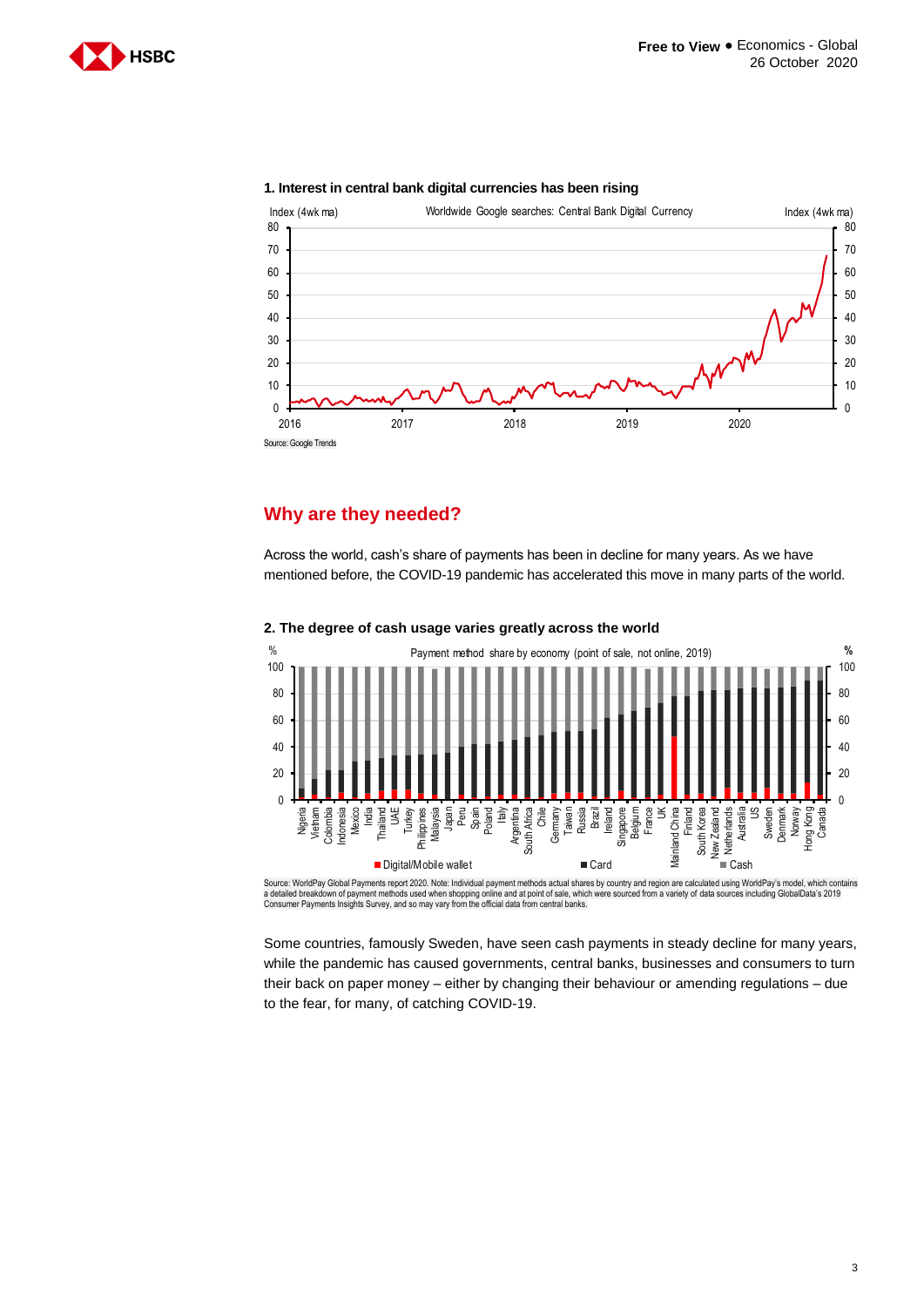**1. Interest in central bank digital currencies has been rising**

Source: Google Trends

## Why are they needed?

Across the world, cash's share of payments has been in decline for many years. As we have mentioned before, the COVID-19 pandemic has accelerated this move in many parts of the world.

**2. The degree of cash usage varies greatly across the world**

Source: WorldPay Global Payments report 2020. Note: Individual payment methods actual shares by country and region are calculated using WorldPay's model, which contains a detailed breakdown of payment methods used when shopping online and at point of sale, which were sourced from a variety of data sources including GlobalData's 2019 Consumer Payments Insights Survey, and so may vary from the official data from central banks.

Some countries, famously Sweden, have seen cash payments in steady decline for many years, while the pandemic has caused governments, central banks, businesses and consumers to turn their back on paper money – either by changing their behaviour or amending regulations – due to the fear, for many, of catching COVID-19.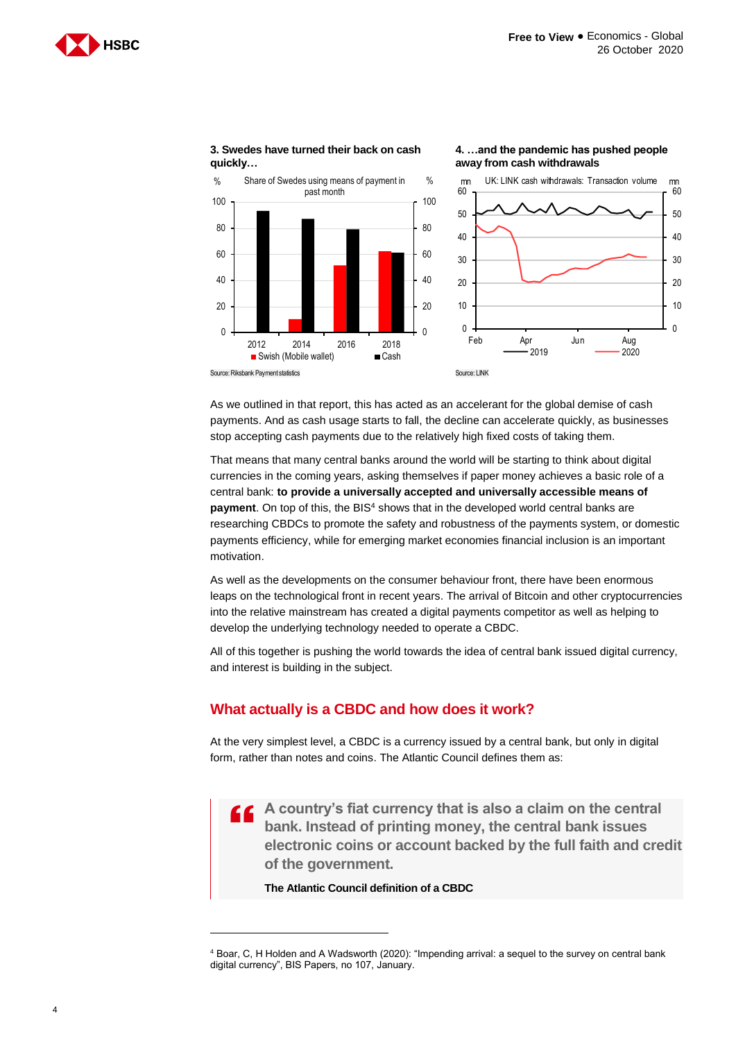**3. Swedes have turned their back on cash quickly…**

Source: Riksbank Payment statistics

**4. …and the pandemic has pushed people away from cash withdrawals**

Source: LINK

As we outlined in that report, this has acted as an accelerant for the global demise of cash payments. And as cash usage starts to fall, the decline can accelerate quickly, as businesses stop accepting cash payments due to the relatively high fixed costs of taking them.

That means that many central banks around the world will be starting to think about digital currencies in the coming years, asking themselves if paper money achieves a basic role of a central bank: **to provide a universally accepted and universally accessible means of payment**. On top of this, the BIS[4] shows that in the developed world central banks are researching CBDCs to promote the safety and robustness of the payments system, or domestic payments efficiency, while for emerging market economies financial inclusion is an important motivation.

As well as the developments on the consumer behaviour front, there have been enormous leaps on the technological front in recent years. The arrival of Bitcoin and other cryptocurrencies into the relative mainstream has created a digital payments competitor as well as helping to develop the underlying technology needed to operate a CBDC.

All of this together is pushing the world towards the idea of central bank issued digital currency, and interest is building in the subject.

## What actually is a CBDC and how does it work?

At the very simplest level, a CBDC is a currency issued by a central bank, but only in digital form, rather than notes and coins. The Atlantic Council defines them as:

> **A country's fiat currency that is also a claim on the central bank. Instead of printing money, the central bank issues electronic coins or account backed by the full faith and credit of the government.**
>
> **The Atlantic Council definition of a CBDC**

[4] Boar, C, H Holden and A Wadsworth (2020): "Impending arrival: a sequel to the survey on central bank digital currency", BIS Papers, no 107, January.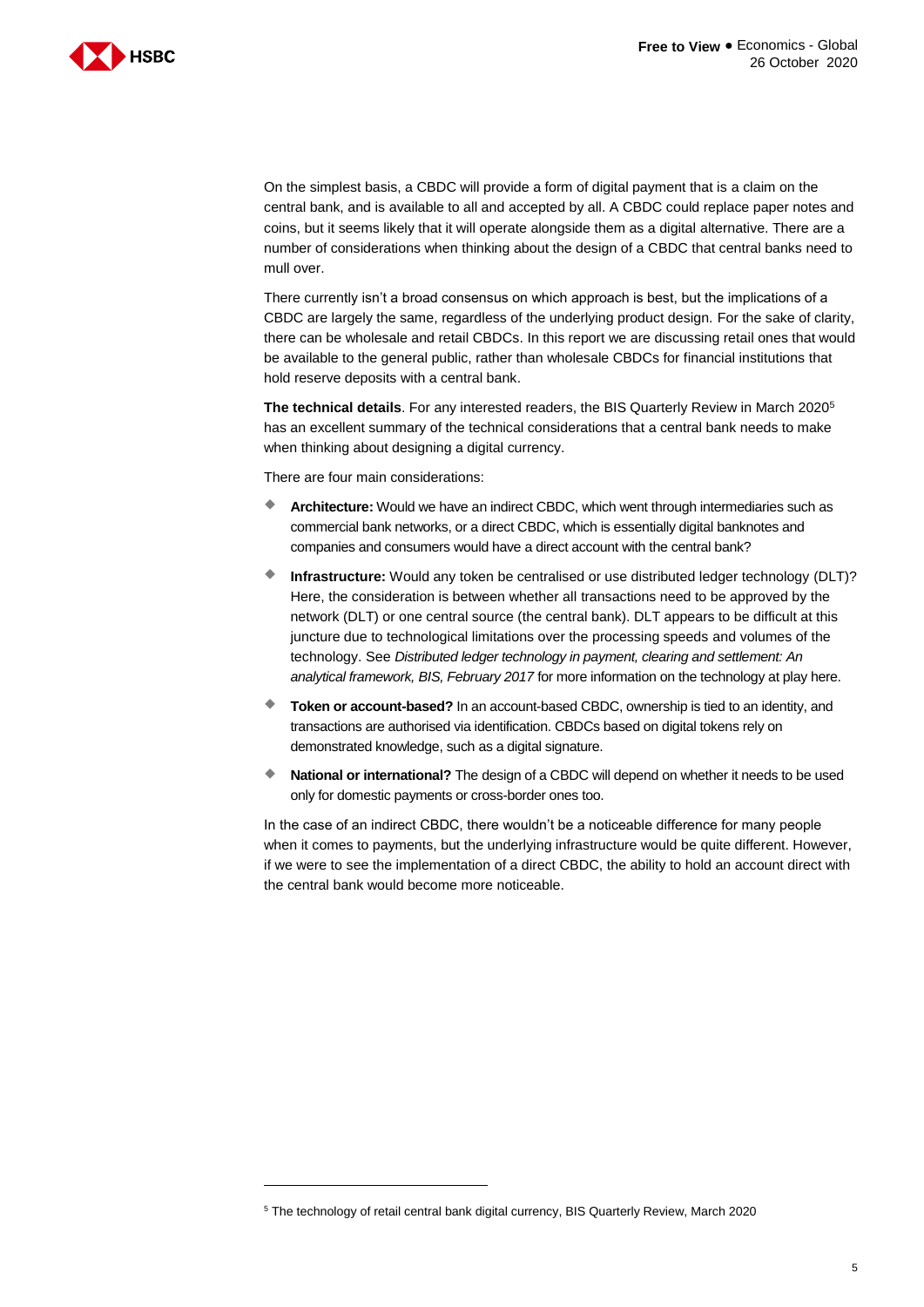On the simplest basis, a CBDC will provide a form of digital payment that is a claim on the central bank, and is available to all and accepted by all. A CBDC could replace paper notes and coins, but it seems likely that it will operate alongside them as a digital alternative. There are a number of considerations when thinking about the design of a CBDC that central banks need to mull over.

There currently isn't a broad consensus on which approach is best, but the implications of a CBDC are largely the same, regardless of the underlying product design. For the sake of clarity, there can be wholesale and retail CBDCs. In this report we are discussing retail ones that would be available to the general public, rather than wholesale CBDCs for financial institutions that hold reserve deposits with a central bank.

**The technical details**. For any interested readers, the BIS Quarterly Review in March 2020[5] has an excellent summary of the technical considerations that a central bank needs to make when thinking about designing a digital currency.

There are four main considerations:

- **Architecture:** Would we have an indirect CBDC, which went through intermediaries such as commercial bank networks, or a direct CBDC, which is essentially digital banknotes and companies and consumers would have a direct account with the central bank?
- **Infrastructure:** Would any token be centralised or use distributed ledger technology (DLT)? Here, the consideration is between whether all transactions need to be approved by the network (DLT) or one central source (the central bank). DLT appears to be difficult at this juncture due to technological limitations over the processing speeds and volumes of the technology. See *Distributed ledger technology in payment, clearing and settlement: An analytical framework, BIS, February 2017* for more information on the technology at play here.
- **Token or account-based?** In an account-based CBDC, ownership is tied to an identity, and transactions are authorised via identification. CBDCs based on digital tokens rely on demonstrated knowledge, such as a digital signature.
- **National or international?** The design of a CBDC will depend on whether it needs to be used only for domestic payments or cross-border ones too.

In the case of an indirect CBDC, there wouldn't be a noticeable difference for many people when it comes to payments, but the underlying infrastructure would be quite different. However, if we were to see the implementation of a direct CBDC, the ability to hold an account direct with the central bank would become more noticeable.

---

[5] The technology of retail central bank digital currency, BIS Quarterly Review, March 2020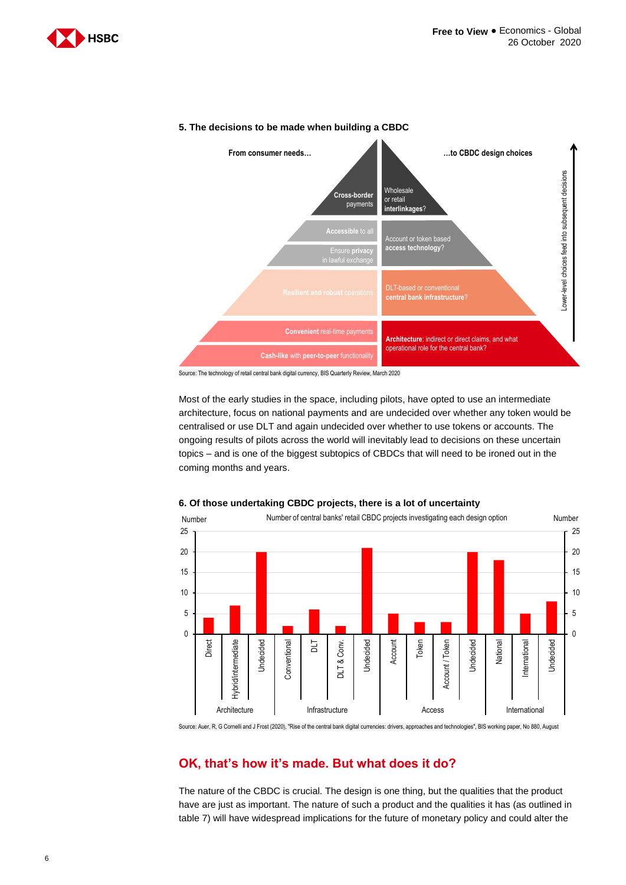**5. The decisions to be made when building a CBDC**

From consumer needs… | …to CBDC design choices

| From consumer needs… | …to CBDC design choices |
| --- | --- |
| Cross-border payments | Wholesale or retail interlinkages? |
| Accessible to all; Ensure privacy in lawful exchange | Account or token based access technology? |
| Resilient and robust operations | DLT-based or conventional central bank infrastructure? |
| Convenient real-time payments; Cash-like with peer-to-peer functionality | Architecture: indirect or direct claims, and what operational role for the central bank? |

Lower-level choices feed into subsequent decisions

Source: The technology of retail central bank digital currency, BIS Quarterly Review, March 2020

Most of the early studies in the space, including pilots, have opted to use an intermediate architecture, focus on national payments and are undecided over whether any token would be centralised or use DLT and again undecided over whether to use tokens or accounts. The ongoing results of pilots across the world will inevitably lead to decisions on these uncertain topics – and is one of the biggest subtopics of CBDCs that will need to be ironed out in the coming months and years.

**6. Of those undertaking CBDC projects, there is a lot of uncertainty**

Number of central banks' retail CBDC projects investigating each design option

| Category | Design option | Number (approx.) |
| --- | --- | --- |
| Architecture | Direct | 4 |
| Architecture | Hybrid/intermediate | 7 |
| Architecture | Undecided | 20 |
| Infrastructure | Conventional | 2 |
| Infrastructure | DLT | 6 |
| Infrastructure | DLT & Conv. | 2 |
| Infrastructure | Undecided | 21 |
| Access | Account | 5 |
| Access | Token | 3 |
| Access | Account / Token | 3 |
| Access | Undecided | 20 |
| International | National | 18 |
| International | International | 5 |
| International | Undecided | 8 |

Source: Auer, R, G Cornelli and J Frost (2020), "Rise of the central bank digital currencies: drivers, approaches and technologies", BIS working paper, No 880, August

## OK, that's how it's made. But what does it do?

The nature of the CBDC is crucial. The design is one thing, but the qualities that the product have are just as important. The nature of such a product and the qualities it has (as outlined in table 7) will have widespread implications for the future of monetary policy and could alter the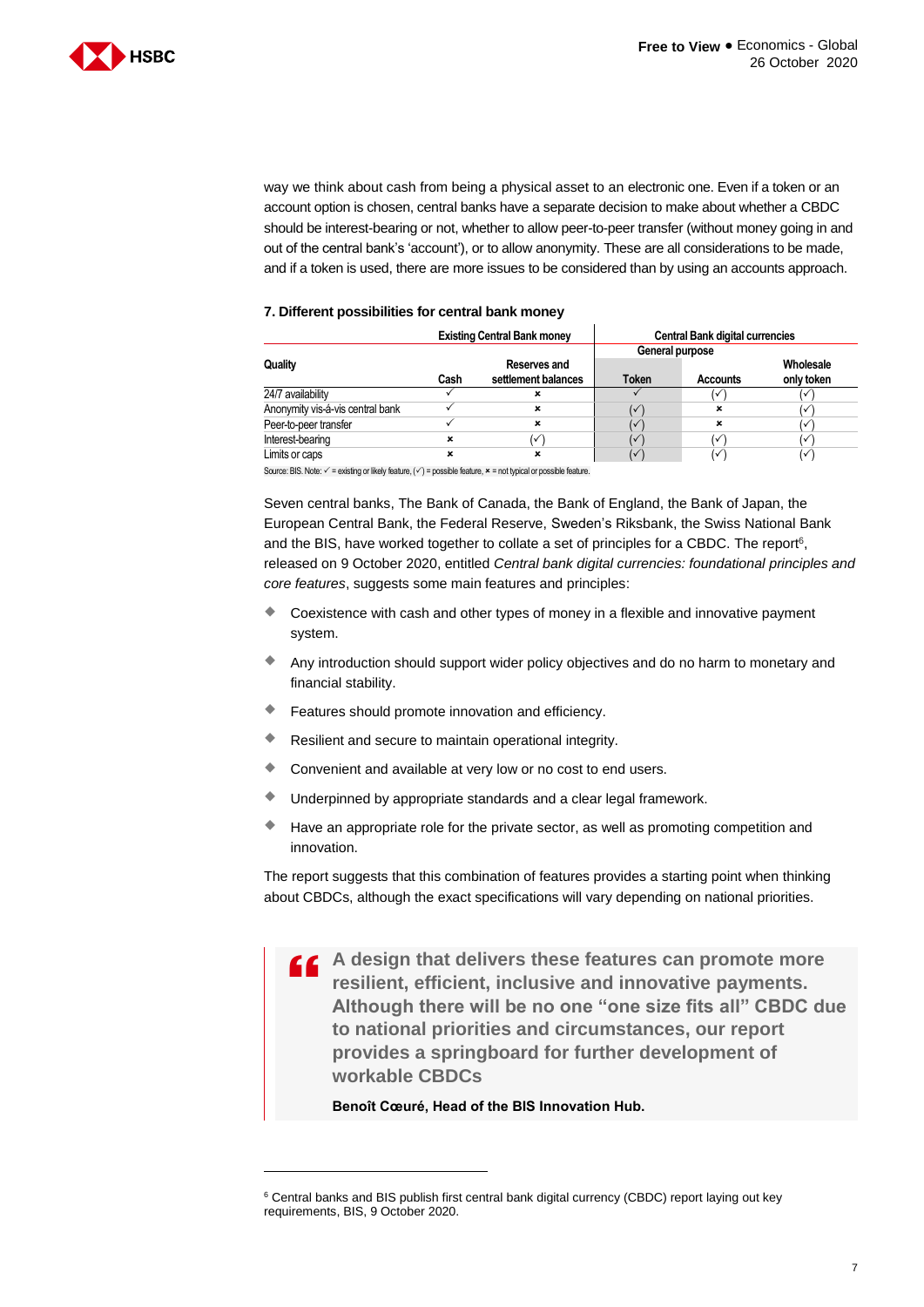way we think about cash from being a physical asset to an electronic one. Even if a token or an account option is chosen, central banks have a separate decision to make about whether a CBDC should be interest-bearing or not, whether to allow peer-to-peer transfer (without money going in and out of the central bank's 'account'), or to allow anonymity. These are all considerations to be made, and if a token is used, there are more issues to be considered than by using an accounts approach.

**7. Different possibilities for central bank money**

| Quality | Existing Central Bank money | | Central Bank digital currencies | | |
|---|---|---|---|---|---|
| | | | General purpose | | |
| | Cash | Reserves and settlement balances | Token | Accounts | Wholesale only token |
| 24/7 availability | ✓ | × | ✓ | (✓) | (✓) |
| Anonymity vis-á-vis central bank | ✓ | × | (✓) | × | (✓) |
| Peer-to-peer transfer | ✓ | × | (✓) | × | (✓) |
| Interest-bearing | × | (✓) | (✓) | (✓) | (✓) |
| Limits or caps | × | × | (✓) | (✓) | (✓) |

Source: BIS. Note: ✓ = existing or likely feature, (✓) = possible feature, × = not typical or possible feature.

Seven central banks, The Bank of Canada, the Bank of England, the Bank of Japan, the European Central Bank, the Federal Reserve, Sweden's Riksbank, the Swiss National Bank and the BIS, have worked together to collate a set of principles for a CBDC. The report[6], released on 9 October 2020, entitled *Central bank digital currencies: foundational principles and core features*, suggests some main features and principles:

- Coexistence with cash and other types of money in a flexible and innovative payment system.
- Any introduction should support wider policy objectives and do no harm to monetary and financial stability.
- Features should promote innovation and efficiency.
- Resilient and secure to maintain operational integrity.
- Convenient and available at very low or no cost to end users.
- Underpinned by appropriate standards and a clear legal framework.
- Have an appropriate role for the private sector, as well as promoting competition and innovation.

The report suggests that this combination of features provides a starting point when thinking about CBDCs, although the exact specifications will vary depending on national priorities.

> **A design that delivers these features can promote more resilient, efficient, inclusive and innovative payments. Although there will be no one "one size fits all" CBDC due to national priorities and circumstances, our report provides a springboard for further development of workable CBDCs**
>
> **Benoît Cœuré, Head of the BIS Innovation Hub.**

---

[6] Central banks and BIS publish first central bank digital currency (CBDC) report laying out key requirements, BIS, 9 October 2020.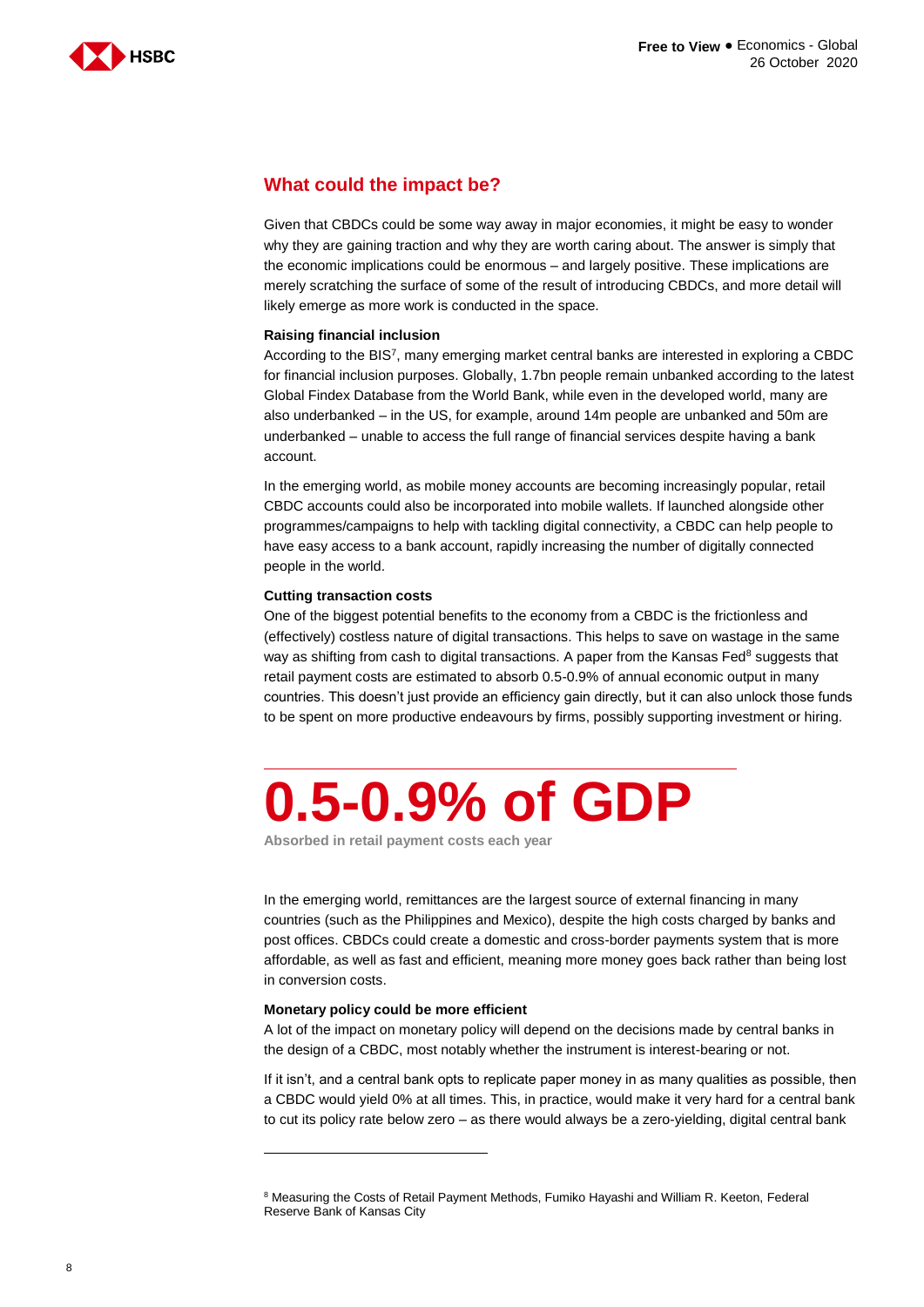## What could the impact be?

Given that CBDCs could be some way away in major economies, it might be easy to wonder why they are gaining traction and why they are worth caring about. The answer is simply that the economic implications could be enormous – and largely positive. These implications are merely scratching the surface of some of the result of introducing CBDCs, and more detail will likely emerge as more work is conducted in the space.

**Raising financial inclusion**

According to the BIS[7], many emerging market central banks are interested in exploring a CBDC for financial inclusion purposes. Globally, 1.7bn people remain unbanked according to the latest Global Findex Database from the World Bank, while even in the developed world, many are also underbanked – in the US, for example, around 14m people are unbanked and 50m are underbanked – unable to access the full range of financial services despite having a bank account.

In the emerging world, as mobile money accounts are becoming increasingly popular, retail CBDC accounts could also be incorporated into mobile wallets. If launched alongside other programmes/campaigns to help with tackling digital connectivity, a CBDC can help people to have easy access to a bank account, rapidly increasing the number of digitally connected people in the world.

**Cutting transaction costs**

One of the biggest potential benefits to the economy from a CBDC is the frictionless and (effectively) costless nature of digital transactions. This helps to save on wastage in the same way as shifting from cash to digital transactions. A paper from the Kansas Fed[8] suggests that retail payment costs are estimated to absorb 0.5-0.9% of annual economic output in many countries. This doesn't just provide an efficiency gain directly, but it can also unlock those funds to be spent on more productive endeavours by firms, possibly supporting investment or hiring.

# 0.5-0.9% of GDP

**Absorbed in retail payment costs each year**

In the emerging world, remittances are the largest source of external financing in many countries (such as the Philippines and Mexico), despite the high costs charged by banks and post offices. CBDCs could create a domestic and cross-border payments system that is more affordable, as well as fast and efficient, meaning more money goes back rather than being lost in conversion costs.

**Monetary policy could be more efficient**

A lot of the impact on monetary policy will depend on the decisions made by central banks in the design of a CBDC, most notably whether the instrument is interest-bearing or not.

If it isn't, and a central bank opts to replicate paper money in as many qualities as possible, then a CBDC would yield 0% at all times. This, in practice, would make it very hard for a central bank to cut its policy rate below zero – as there would always be a zero-yielding, digital central bank

---

[8] Measuring the Costs of Retail Payment Methods, Fumiko Hayashi and William R. Keeton, Federal Reserve Bank of Kansas City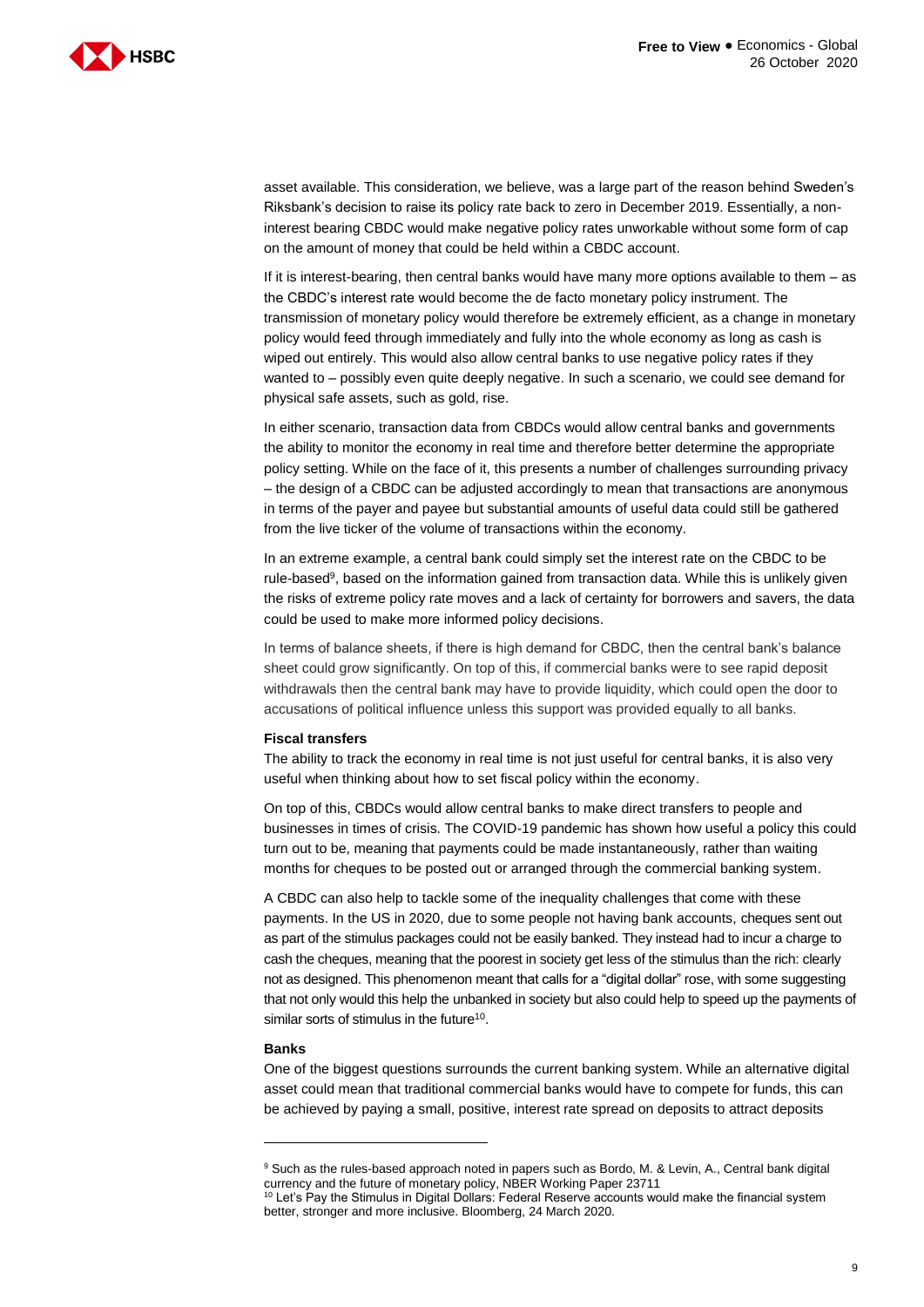asset available. This consideration, we believe, was a large part of the reason behind Sweden's Riksbank's decision to raise its policy rate back to zero in December 2019. Essentially, a non-interest bearing CBDC would make negative policy rates unworkable without some form of cap on the amount of money that could be held within a CBDC account.

If it is interest-bearing, then central banks would have many more options available to them – as the CBDC's interest rate would become the de facto monetary policy instrument. The transmission of monetary policy would therefore be extremely efficient, as a change in monetary policy would feed through immediately and fully into the whole economy as long as cash is wiped out entirely. This would also allow central banks to use negative policy rates if they wanted to – possibly even quite deeply negative. In such a scenario, we could see demand for physical safe assets, such as gold, rise.

In either scenario, transaction data from CBDCs would allow central banks and governments the ability to monitor the economy in real time and therefore better determine the appropriate policy setting. While on the face of it, this presents a number of challenges surrounding privacy – the design of a CBDC can be adjusted accordingly to mean that transactions are anonymous in terms of the payer and payee but substantial amounts of useful data could still be gathered from the live ticker of the volume of transactions within the economy.

In an extreme example, a central bank could simply set the interest rate on the CBDC to be rule-based[9], based on the information gained from transaction data. While this is unlikely given the risks of extreme policy rate moves and a lack of certainty for borrowers and savers, the data could be used to make more informed policy decisions.

In terms of balance sheets, if there is high demand for CBDC, then the central bank's balance sheet could grow significantly. On top of this, if commercial banks were to see rapid deposit withdrawals then the central bank may have to provide liquidity, which could open the door to accusations of political influence unless this support was provided equally to all banks.

**Fiscal transfers**

The ability to track the economy in real time is not just useful for central banks, it is also very useful when thinking about how to set fiscal policy within the economy.

On top of this, CBDCs would allow central banks to make direct transfers to people and businesses in times of crisis. The COVID-19 pandemic has shown how useful a policy this could turn out to be, meaning that payments could be made instantaneously, rather than waiting months for cheques to be posted out or arranged through the commercial banking system.

A CBDC can also help to tackle some of the inequality challenges that come with these payments. In the US in 2020, due to some people not having bank accounts, cheques sent out as part of the stimulus packages could not be easily banked. They instead had to incur a charge to cash the cheques, meaning that the poorest in society get less of the stimulus than the rich: clearly not as designed. This phenomenon meant that calls for a "digital dollar" rose, with some suggesting that not only would this help the unbanked in society but also could help to speed up the payments of similar sorts of stimulus in the future[10].

**Banks**

One of the biggest questions surrounds the current banking system. While an alternative digital asset could mean that traditional commercial banks would have to compete for funds, this can be achieved by paying a small, positive, interest rate spread on deposits to attract deposits

---

[9] Such as the rules-based approach noted in papers such as Bordo, M. & Levin, A., Central bank digital currency and the future of monetary policy, NBER Working Paper 23711

[10] Let's Pay the Stimulus in Digital Dollars: Federal Reserve accounts would make the financial system better, stronger and more inclusive. Bloomberg, 24 March 2020.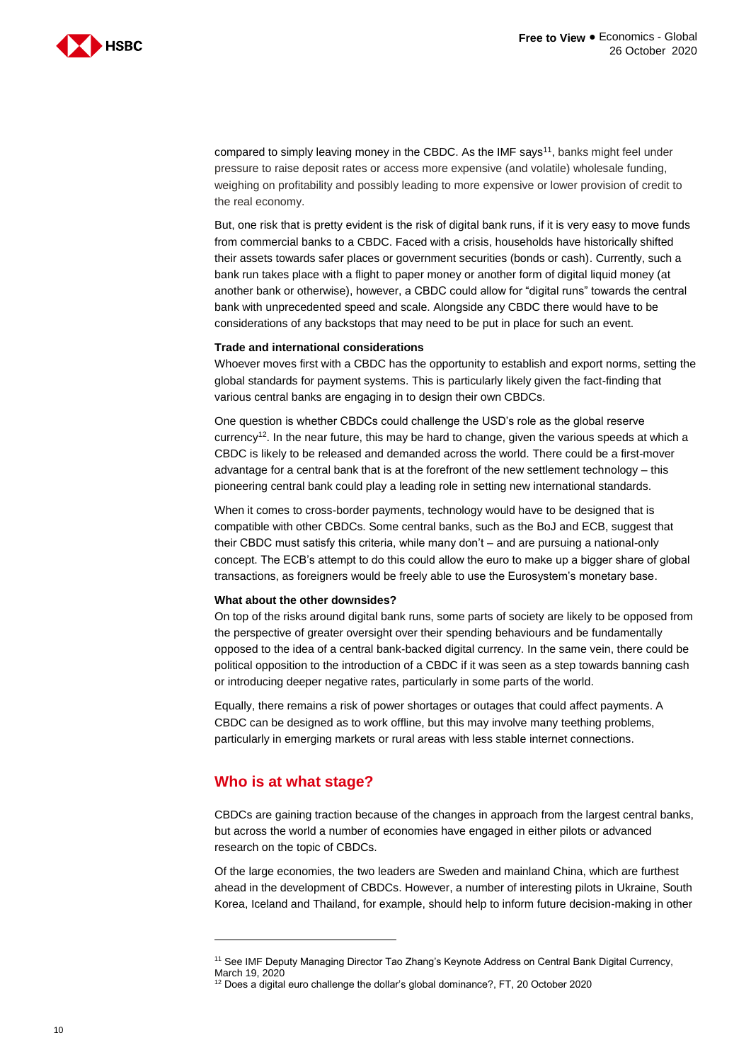compared to simply leaving money in the CBDC. As the IMF says[11], banks might feel under pressure to raise deposit rates or access more expensive (and volatile) wholesale funding, weighing on profitability and possibly leading to more expensive or lower provision of credit to the real economy.

But, one risk that is pretty evident is the risk of digital bank runs, if it is very easy to move funds from commercial banks to a CBDC. Faced with a crisis, households have historically shifted their assets towards safer places or government securities (bonds or cash). Currently, such a bank run takes place with a flight to paper money or another form of digital liquid money (at another bank or otherwise), however, a CBDC could allow for "digital runs" towards the central bank with unprecedented speed and scale. Alongside any CBDC there would have to be considerations of any backstops that may need to be put in place for such an event.

**Trade and international considerations**

Whoever moves first with a CBDC has the opportunity to establish and export norms, setting the global standards for payment systems. This is particularly likely given the fact-finding that various central banks are engaging in to design their own CBDCs.

One question is whether CBDCs could challenge the USD's role as the global reserve currency[12]. In the near future, this may be hard to change, given the various speeds at which a CBDC is likely to be released and demanded across the world. There could be a first-mover advantage for a central bank that is at the forefront of the new settlement technology – this pioneering central bank could play a leading role in setting new international standards.

When it comes to cross-border payments, technology would have to be designed that is compatible with other CBDCs. Some central banks, such as the BoJ and ECB, suggest that their CBDC must satisfy this criteria, while many don't – and are pursuing a national-only concept. The ECB's attempt to do this could allow the euro to make up a bigger share of global transactions, as foreigners would be freely able to use the Eurosystem's monetary base.

**What about the other downsides?**

On top of the risks around digital bank runs, some parts of society are likely to be opposed from the perspective of greater oversight over their spending behaviours and be fundamentally opposed to the idea of a central bank-backed digital currency. In the same vein, there could be political opposition to the introduction of a CBDC if it was seen as a step towards banning cash or introducing deeper negative rates, particularly in some parts of the world.

Equally, there remains a risk of power shortages or outages that could affect payments. A CBDC can be designed as to work offline, but this may involve many teething problems, particularly in emerging markets or rural areas with less stable internet connections.

## Who is at what stage?

CBDCs are gaining traction because of the changes in approach from the largest central banks, but across the world a number of economies have engaged in either pilots or advanced research on the topic of CBDCs.

Of the large economies, the two leaders are Sweden and mainland China, which are furthest ahead in the development of CBDCs. However, a number of interesting pilots in Ukraine, South Korea, Iceland and Thailand, for example, should help to inform future decision-making in other

---

[11] See IMF Deputy Managing Director Tao Zhang's Keynote Address on Central Bank Digital Currency, March 19, 2020

[12] Does a digital euro challenge the dollar's global dominance?, FT, 20 October 2020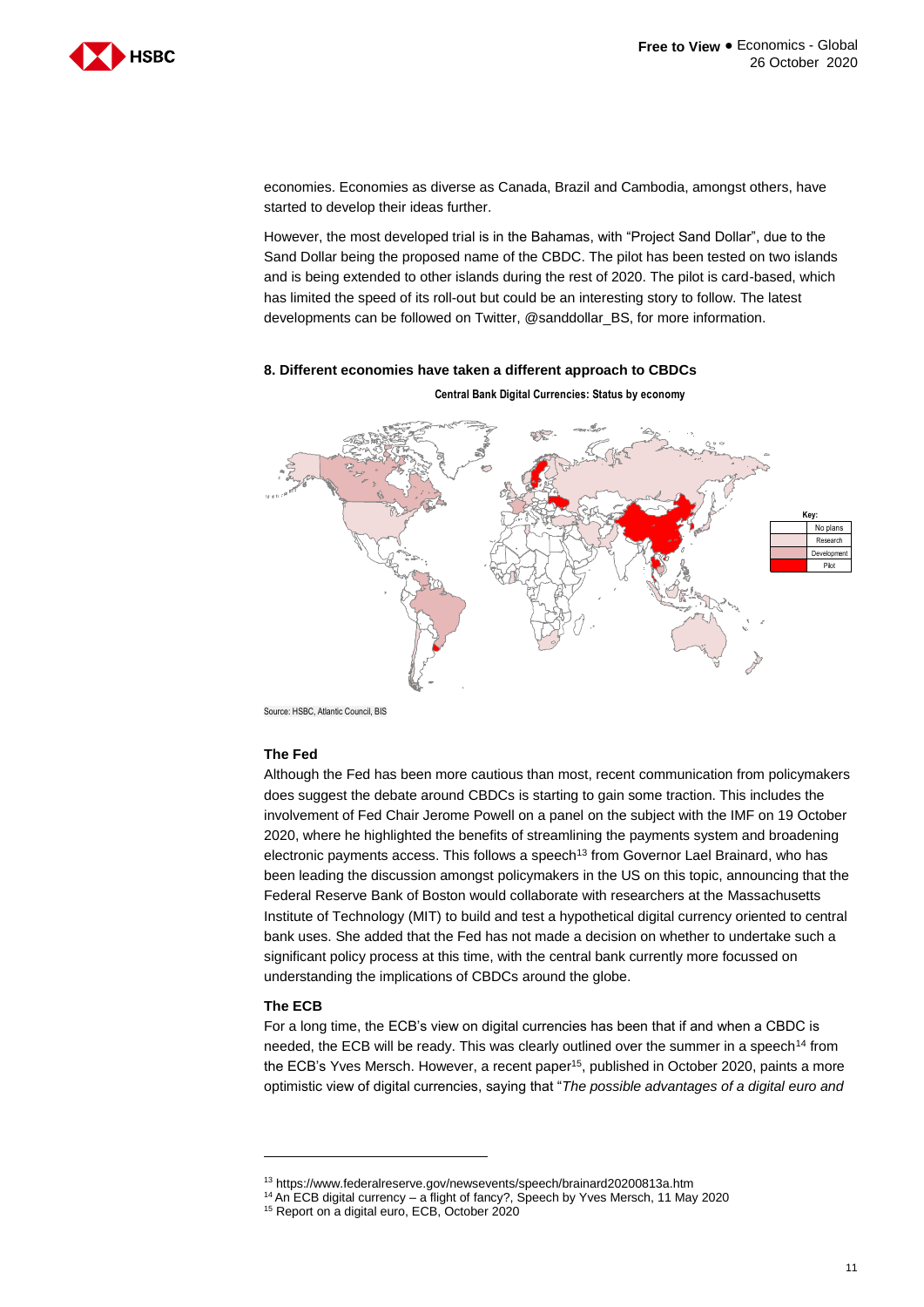economies. Economies as diverse as Canada, Brazil and Cambodia, amongst others, have started to develop their ideas further.

However, the most developed trial is in the Bahamas, with "Project Sand Dollar", due to the Sand Dollar being the proposed name of the CBDC. The pilot has been tested on two islands and is being extended to other islands during the rest of 2020. The pilot is card-based, which has limited the speed of its roll-out but could be an interesting story to follow. The latest developments can be followed on Twitter, @sanddollar_BS, for more information.

**8. Different economies have taken a different approach to CBDCs**

**Central Bank Digital Currencies: Status by economy**

Key: No plans; Research; Development; Pilot

Source: HSBC, Atlantic Council, BIS

### The Fed

Although the Fed has been more cautious than most, recent communication from policymakers does suggest the debate around CBDCs is starting to gain some traction. This includes the involvement of Fed Chair Jerome Powell on a panel on the subject with the IMF on 19 October 2020, where he highlighted the benefits of streamlining the payments system and broadening electronic payments access. This follows a speech[13] from Governor Lael Brainard, who has been leading the discussion amongst policymakers in the US on this topic, announcing that the Federal Reserve Bank of Boston would collaborate with researchers at the Massachusetts Institute of Technology (MIT) to build and test a hypothetical digital currency oriented to central bank uses. She added that the Fed has not made a decision on whether to undertake such a significant policy process at this time, with the central bank currently more focussed on understanding the implications of CBDCs around the globe.

### The ECB

For a long time, the ECB's view on digital currencies has been that if and when a CBDC is needed, the ECB will be ready. This was clearly outlined over the summer in a speech[14] from the ECB's Yves Mersch. However, a recent paper[15], published in October 2020, paints a more optimistic view of digital currencies, saying that "*The possible advantages of a digital euro and*

---

[13] https://www.federalreserve.gov/newsevents/speech/brainard20200813a.htm

[14] An ECB digital currency – a flight of fancy?, Speech by Yves Mersch, 11 May 2020

[15] Report on a digital euro, ECB, October 2020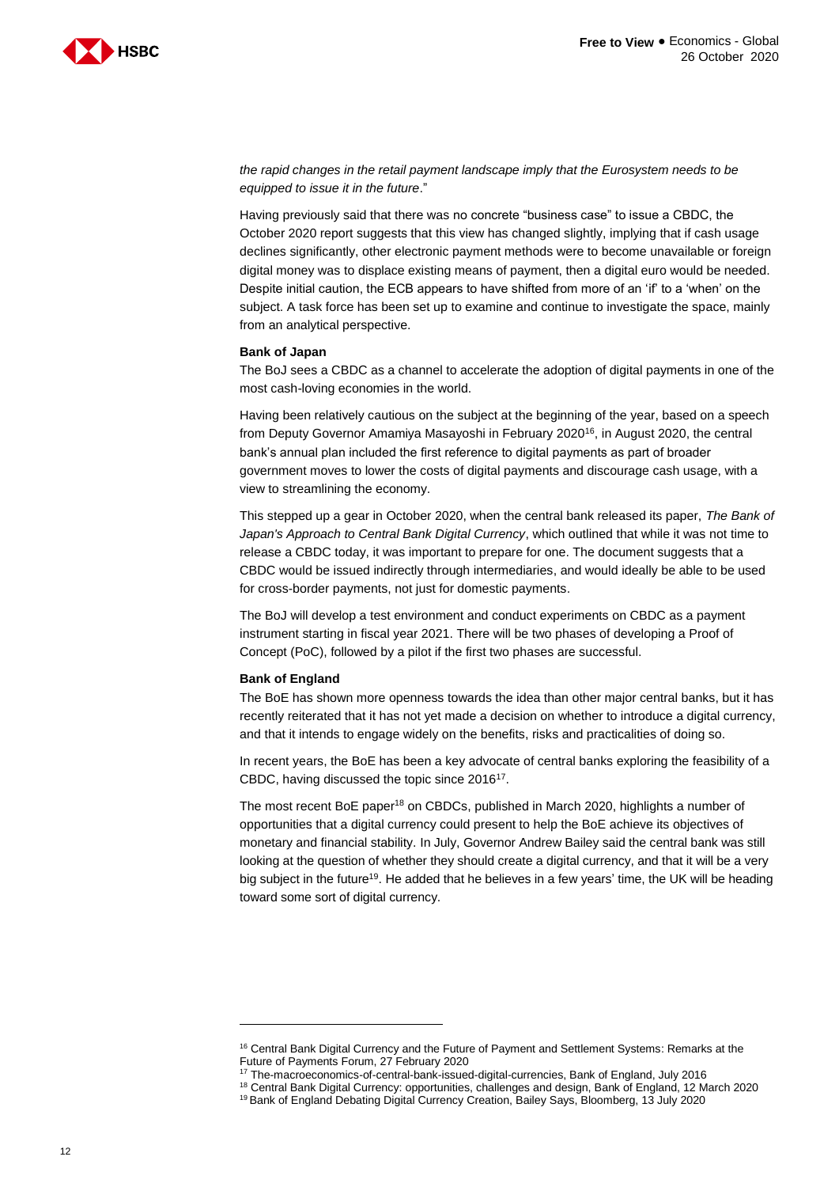*the rapid changes in the retail payment landscape imply that the Eurosystem needs to be equipped to issue it in the future*."

Having previously said that there was no concrete "business case" to issue a CBDC, the October 2020 report suggests that this view has changed slightly, implying that if cash usage declines significantly, other electronic payment methods were to become unavailable or foreign digital money was to displace existing means of payment, then a digital euro would be needed. Despite initial caution, the ECB appears to have shifted from more of an 'if' to a 'when' on the subject. A task force has been set up to examine and continue to investigate the space, mainly from an analytical perspective.

**Bank of Japan**

The BoJ sees a CBDC as a channel to accelerate the adoption of digital payments in one of the most cash-loving economies in the world.

Having been relatively cautious on the subject at the beginning of the year, based on a speech from Deputy Governor Amamiya Masayoshi in February 2020[16], in August 2020, the central bank's annual plan included the first reference to digital payments as part of broader government moves to lower the costs of digital payments and discourage cash usage, with a view to streamlining the economy.

This stepped up a gear in October 2020, when the central bank released its paper, *The Bank of Japan's Approach to Central Bank Digital Currency*, which outlined that while it was not time to release a CBDC today, it was important to prepare for one. The document suggests that a CBDC would be issued indirectly through intermediaries, and would ideally be able to be used for cross-border payments, not just for domestic payments.

The BoJ will develop a test environment and conduct experiments on CBDC as a payment instrument starting in fiscal year 2021. There will be two phases of developing a Proof of Concept (PoC), followed by a pilot if the first two phases are successful.

**Bank of England**

The BoE has shown more openness towards the idea than other major central banks, but it has recently reiterated that it has not yet made a decision on whether to introduce a digital currency, and that it intends to engage widely on the benefits, risks and practicalities of doing so.

In recent years, the BoE has been a key advocate of central banks exploring the feasibility of a CBDC, having discussed the topic since 2016[17].

The most recent BoE paper[18] on CBDCs, published in March 2020, highlights a number of opportunities that a digital currency could present to help the BoE achieve its objectives of monetary and financial stability. In July, Governor Andrew Bailey said the central bank was still looking at the question of whether they should create a digital currency, and that it will be a very big subject in the future[19]. He added that he believes in a few years' time, the UK will be heading toward some sort of digital currency.

---

[16] Central Bank Digital Currency and the Future of Payment and Settlement Systems: Remarks at the Future of Payments Forum, 27 February 2020

[17] The-macroeconomics-of-central-bank-issued-digital-currencies, Bank of England, July 2016

[18] Central Bank Digital Currency: opportunities, challenges and design, Bank of England, 12 March 2020

[19] Bank of England Debating Digital Currency Creation, Bailey Says, Bloomberg, 13 July 2020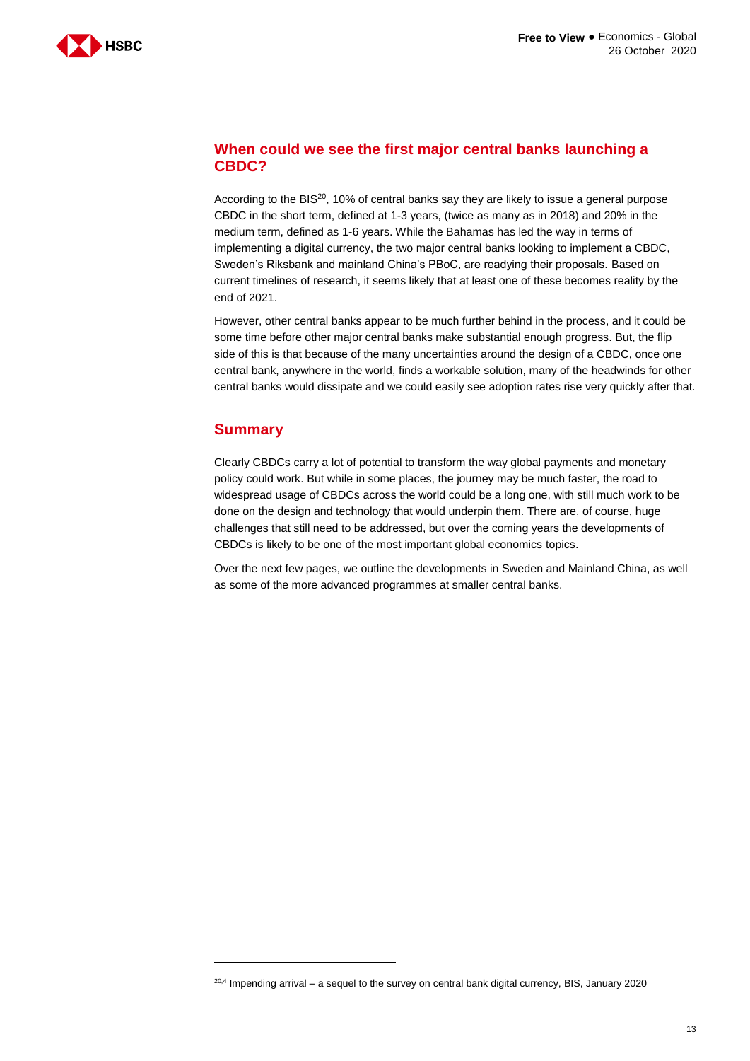## When could we see the first major central banks launching a CBDC?

According to the BIS[20], 10% of central banks say they are likely to issue a general purpose CBDC in the short term, defined at 1-3 years, (twice as many as in 2018) and 20% in the medium term, defined as 1-6 years. While the Bahamas has led the way in terms of implementing a digital currency, the two major central banks looking to implement a CBDC, Sweden's Riksbank and mainland China's PBoC, are readying their proposals. Based on current timelines of research, it seems likely that at least one of these becomes reality by the end of 2021.

However, other central banks appear to be much further behind in the process, and it could be some time before other major central banks make substantial enough progress. But, the flip side of this is that because of the many uncertainties around the design of a CBDC, once one central bank, anywhere in the world, finds a workable solution, many of the headwinds for other central banks would dissipate and we could easily see adoption rates rise very quickly after that.

## Summary

Clearly CBDCs carry a lot of potential to transform the way global payments and monetary policy could work. But while in some places, the journey may be much faster, the road to widespread usage of CBDCs across the world could be a long one, with still much work to be done on the design and technology that would underpin them. There are, of course, huge challenges that still need to be addressed, but over the coming years the developments of CBDCs is likely to be one of the most important global economics topics.

Over the next few pages, we outline the developments in Sweden and Mainland China, as well as some of the more advanced programmes at smaller central banks.

---

[20,4] Impending arrival – a sequel to the survey on central bank digital currency, BIS, January 2020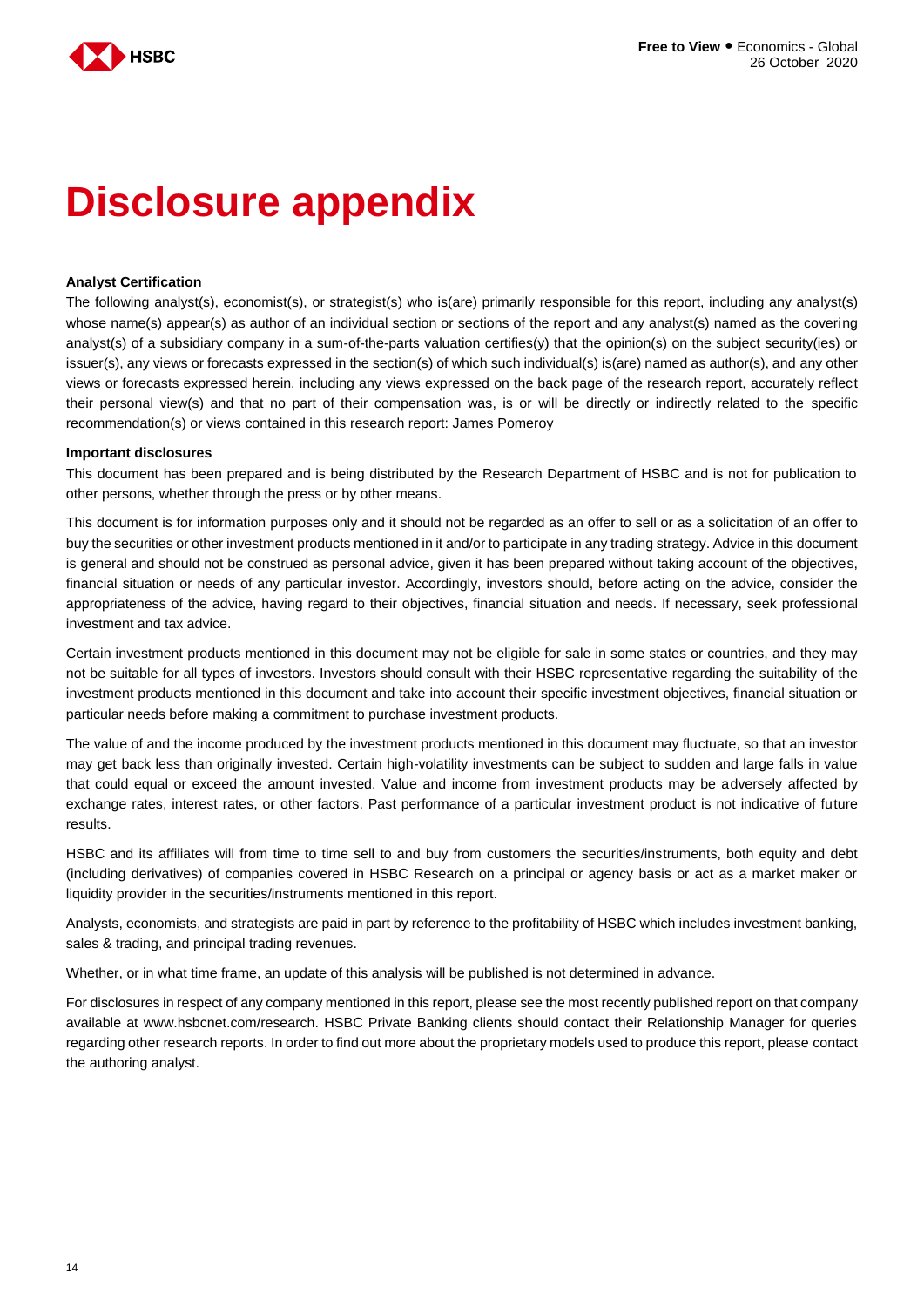# Disclosure appendix

**Analyst Certification**

The following analyst(s), economist(s), or strategist(s) who is(are) primarily responsible for this report, including any analyst(s) whose name(s) appear(s) as author of an individual section or sections of the report and any analyst(s) named as the covering analyst(s) of a subsidiary company in a sum-of-the-parts valuation certifies(y) that the opinion(s) on the subject security(ies) or issuer(s), any views or forecasts expressed in the section(s) of which such individual(s) is(are) named as author(s), and any other views or forecasts expressed herein, including any views expressed on the back page of the research report, accurately reflect their personal view(s) and that no part of their compensation was, is or will be directly or indirectly related to the specific recommendation(s) or views contained in this research report: James Pomeroy

**Important disclosures**

This document has been prepared and is being distributed by the Research Department of HSBC and is not for publication to other persons, whether through the press or by other means.

This document is for information purposes only and it should not be regarded as an offer to sell or as a solicitation of an offer to buy the securities or other investment products mentioned in it and/or to participate in any trading strategy. Advice in this document is general and should not be construed as personal advice, given it has been prepared without taking account of the objectives, financial situation or needs of any particular investor. Accordingly, investors should, before acting on the advice, consider the appropriateness of the advice, having regard to their objectives, financial situation and needs. If necessary, seek professional investment and tax advice.

Certain investment products mentioned in this document may not be eligible for sale in some states or countries, and they may not be suitable for all types of investors. Investors should consult with their HSBC representative regarding the suitability of the investment products mentioned in this document and take into account their specific investment objectives, financial situation or particular needs before making a commitment to purchase investment products.

The value of and the income produced by the investment products mentioned in this document may fluctuate, so that an investor may get back less than originally invested. Certain high-volatility investments can be subject to sudden and large falls in value that could equal or exceed the amount invested. Value and income from investment products may be adversely affected by exchange rates, interest rates, or other factors. Past performance of a particular investment product is not indicative of future results.

HSBC and its affiliates will from time to time sell to and buy from customers the securities/instruments, both equity and debt (including derivatives) of companies covered in HSBC Research on a principal or agency basis or act as a market maker or liquidity provider in the securities/instruments mentioned in this report.

Analysts, economists, and strategists are paid in part by reference to the profitability of HSBC which includes investment banking, sales & trading, and principal trading revenues.

Whether, or in what time frame, an update of this analysis will be published is not determined in advance.

For disclosures in respect of any company mentioned in this report, please see the most recently published report on that company available at www.hsbcnet.com/research. HSBC Private Banking clients should contact their Relationship Manager for queries regarding other research reports. In order to find out more about the proprietary models used to produce this report, please contact the authoring analyst.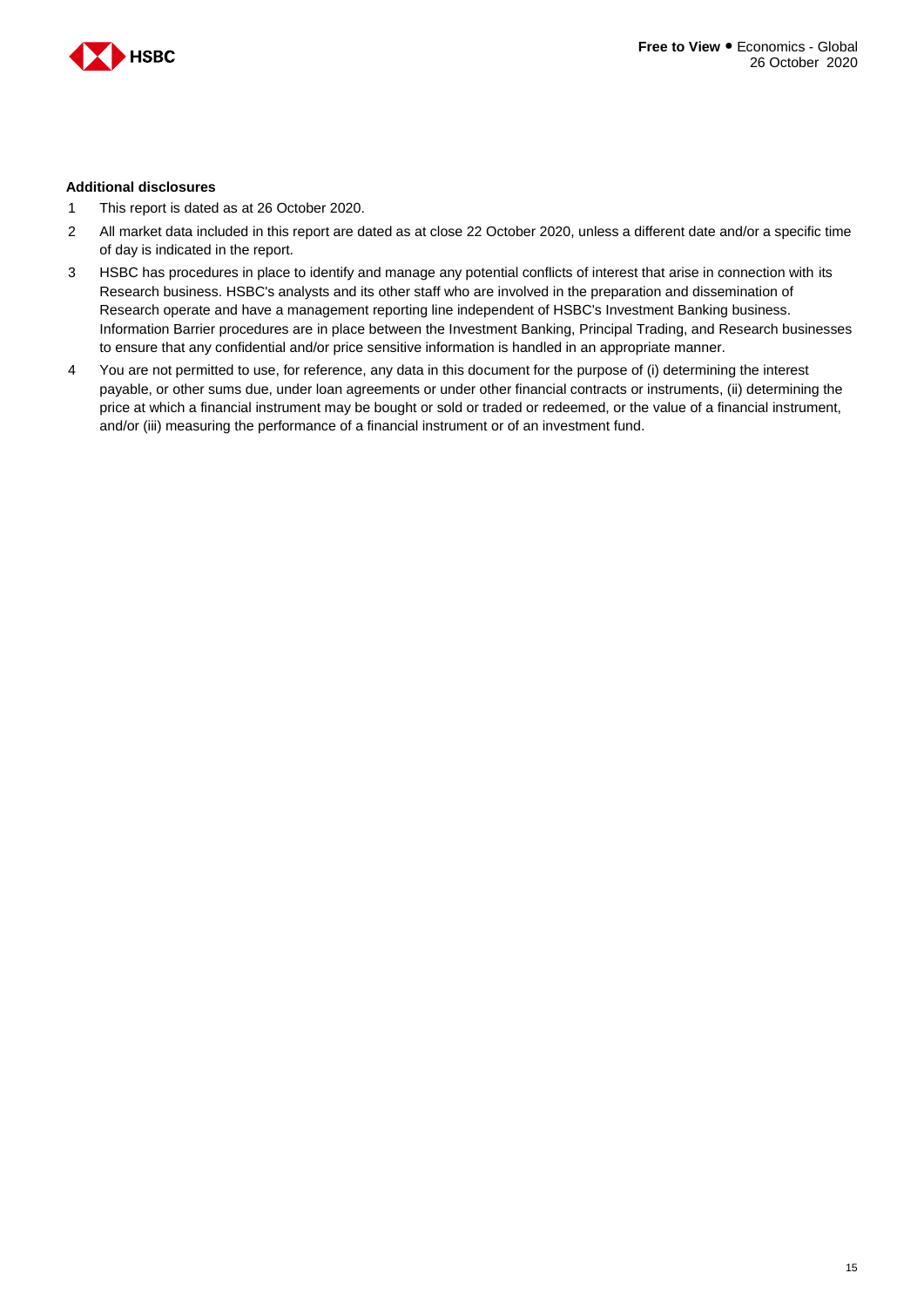**Additional disclosures**

1. This report is dated as at 26 October 2020.
2. All market data included in this report are dated as at close 22 October 2020, unless a different date and/or a specific time of day is indicated in the report.
3. HSBC has procedures in place to identify and manage any potential conflicts of interest that arise in connection with its Research business. HSBC's analysts and its other staff who are involved in the preparation and dissemination of Research operate and have a management reporting line independent of HSBC's Investment Banking business. Information Barrier procedures are in place between the Investment Banking, Principal Trading, and Research businesses to ensure that any confidential and/or price sensitive information is handled in an appropriate manner.
4. You are not permitted to use, for reference, any data in this document for the purpose of (i) determining the interest payable, or other sums due, under loan agreements or under other financial contracts or instruments, (ii) determining the price at which a financial instrument may be bought or sold or traded or redeemed, or the value of a financial instrument, and/or (iii) measuring the performance of a financial instrument or of an investment fund.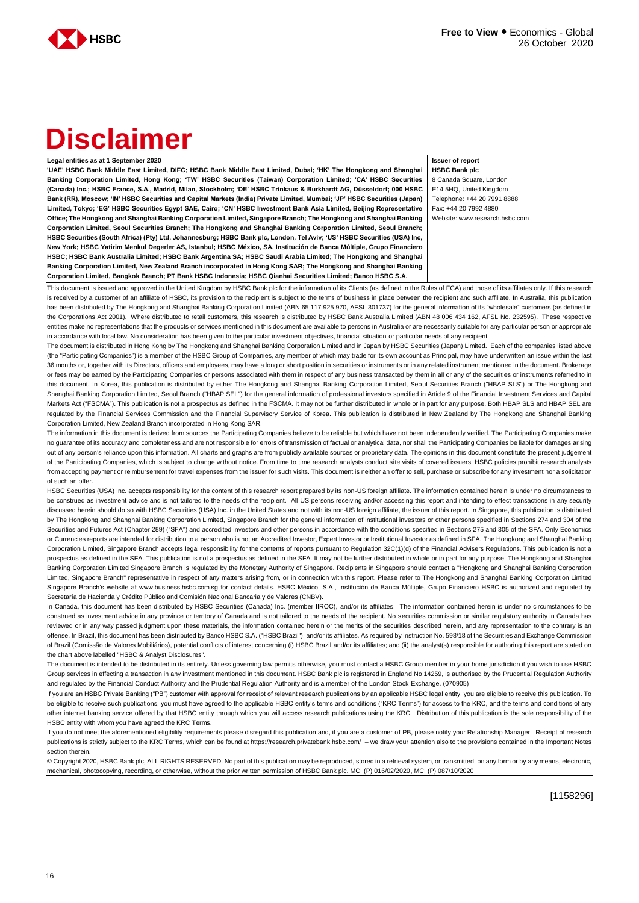# Disclaimer

**Legal entities as at 1 September 2020**

**'UAE' HSBC Bank Middle East Limited, DIFC; HSBC Bank Middle East Limited, Dubai; 'HK' The Hongkong and Shanghai Banking Corporation Limited, Hong Kong; 'TW' HSBC Securities (Taiwan) Corporation Limited; 'CA' HSBC Securities (Canada) Inc.; HSBC France, S.A., Madrid, Milan, Stockholm; 'DE' HSBC Trinkaus & Burkhardt AG, Düsseldorf; 000 HSBC Bank (RR), Moscow; 'IN' HSBC Securities and Capital Markets (India) Private Limited, Mumbai; 'JP' HSBC Securities (Japan) Limited, Tokyo; 'EG' HSBC Securities Egypt SAE, Cairo; 'CN' HSBC Investment Bank Asia Limited, Beijing Representative Office; The Hongkong and Shanghai Banking Corporation Limited, Singapore Branch; The Hongkong and Shanghai Banking Corporation Limited, Seoul Securities Branch; The Hongkong and Shanghai Banking Corporation Limited, Seoul Branch; HSBC Securities (South Africa) (Pty) Ltd, Johannesburg; HSBC Bank plc, London, Tel Aviv; 'US' HSBC Securities (USA) Inc, New York; HSBC Yatirim Menkul Degerler AS, Istanbul; HSBC México, SA, Institución de Banca Múltiple, Grupo Financiero HSBC; HSBC Bank Australia Limited; HSBC Bank Argentina SA; HSBC Saudi Arabia Limited; The Hongkong and Shanghai Banking Corporation Limited, New Zealand Branch incorporated in Hong Kong SAR; The Hongkong and Shanghai Banking Corporation Limited, Bangkok Branch; PT Bank HSBC Indonesia; HSBC Qianhai Securities Limited; Banco HSBC S.A.**

**Issuer of report**
**HSBC Bank plc**
8 Canada Square, London
E14 5HQ, United Kingdom
Telephone: +44 20 7991 8888
Fax: +44 20 7992 4880
Website: www.research.hsbc.com

This document is issued and approved in the United Kingdom by HSBC Bank plc for the information of its Clients (as defined in the Rules of FCA) and those of its affiliates only. If this research is received by a customer of an affiliate of HSBC, its provision to the recipient is subject to the terms of business in place between the recipient and such affiliate. In Australia, this publication has been distributed by The Hongkong and Shanghai Banking Corporation Limited (ABN 65 117 925 970, AFSL 301737) for the general information of its "wholesale" customers (as defined in the Corporations Act 2001). Where distributed to retail customers, this research is distributed by HSBC Bank Australia Limited (ABN 48 006 434 162, AFSL No. 232595). These respective entities make no representations that the products or services mentioned in this document are available to persons in Australia or are necessarily suitable for any particular person or appropriate in accordance with local law. No consideration has been given to the particular investment objectives, financial situation or particular needs of any recipient.

The document is distributed in Hong Kong by The Hongkong and Shanghai Banking Corporation Limited and in Japan by HSBC Securities (Japan) Limited. Each of the companies listed above (the "Participating Companies") is a member of the HSBC Group of Companies, any member of which may trade for its own account as Principal, may have underwritten an issue within the last 36 months or, together with its Directors, officers and employees, may have a long or short position in securities or instruments or in any related instrument mentioned in the document. Brokerage or fees may be earned by the Participating Companies or persons associated with them in respect of any business transacted by them in all or any of the securities or instruments referred to in this document. In Korea, this publication is distributed by either The Hongkong and Shanghai Banking Corporation Limited, Seoul Securities Branch ("HBAP SLS") or The Hongkong and Shanghai Banking Corporation Limited, Seoul Branch ("HBAP SEL") for the general information of professional investors specified in Article 9 of the Financial Investment Services and Capital Markets Act ("FSCMA"). This publication is not a prospectus as defined in the FSCMA. It may not be further distributed in whole or in part for any purpose. Both HBAP SLS and HBAP SEL are regulated by the Financial Services Commission and the Financial Supervisory Service of Korea. This publication is distributed in New Zealand by The Hongkong and Shanghai Banking Corporation Limited, New Zealand Branch incorporated in Hong Kong SAR.

The information in this document is derived from sources the Participating Companies believe to be reliable but which have not been independently verified. The Participating Companies make no guarantee of its accuracy and completeness and are not responsible for errors of transmission of factual or analytical data, nor shall the Participating Companies be liable for damages arising out of any person's reliance upon this information. All charts and graphs are from publicly available sources or proprietary data. The opinions in this document constitute the present judgement of the Participating Companies, which is subject to change without notice. From time to time research analysts conduct site visits of covered issuers. HSBC policies prohibit research analysts from accepting payment or reimbursement for travel expenses from the issuer for such visits. This document is neither an offer to sell, purchase or subscribe for any investment nor a solicitation of such an offer.

HSBC Securities (USA) Inc. accepts responsibility for the content of this research report prepared by its non-US foreign affiliate. The information contained herein is under no circumstances to be construed as investment advice and is not tailored to the needs of the recipient. All US persons receiving and/or accessing this report and intending to effect transactions in any security discussed herein should do so with HSBC Securities (USA) Inc. in the United States and not with its non-US foreign affiliate, the issuer of this report. In Singapore, this publication is distributed by The Hongkong and Shanghai Banking Corporation Limited, Singapore Branch for the general information of institutional investors or other persons specified in Sections 274 and 304 of the Securities and Futures Act (Chapter 289) ("SFA") and accredited investors and other persons in accordance with the conditions specified in Sections 275 and 305 of the SFA. Only Economics or Currencies reports are intended for distribution to a person who is not an Accredited Investor, Expert Investor or Institutional Investor as defined in SFA. The Hongkong and Shanghai Banking Corporation Limited, Singapore Branch accepts legal responsibility for the contents of reports pursuant to Regulation 32C(1)(d) of the Financial Advisers Regulations. This publication is not a prospectus as defined in the SFA. This publication is not a prospectus as defined in the SFA. It may not be further distributed in whole or in part for any purpose. The Hongkong and Shanghai Banking Corporation Limited Singapore Branch is regulated by the Monetary Authority of Singapore. Recipients in Singapore should contact a "Hongkong and Shanghai Banking Corporation Limited, Singapore Branch" representative in respect of any matters arising from, or in connection with this report. Please refer to The Hongkong and Shanghai Banking Corporation Limited Singapore Branch's website at www.business.hsbc.com.sg for contact details. HSBC México, S.A., Institución de Banca Múltiple, Grupo Financiero HSBC is authorized and regulated by Secretaría de Hacienda y Crédito Público and Comisión Nacional Bancaria y de Valores (CNBV).

In Canada, this document has been distributed by HSBC Securities (Canada) Inc. (member IIROC), and/or its affiliates. The information contained herein is under no circumstances to be construed as investment advice in any province or territory of Canada and is not tailored to the needs of the recipient. No securities commission or similar regulatory authority in Canada has reviewed or in any way passed judgment upon these materials, the information contained herein or the merits of the securities described herein, and any representation to the contrary is an offense. In Brazil, this document has been distributed by Banco HSBC S.A. ("HSBC Brazil"), and/or its affiliates. As required by Instruction No. 598/18 of the Securities and Exchange Commission of Brazil (Comissão de Valores Mobiliários), potential conflicts of interest concerning (i) HSBC Brazil and/or its affiliates; and (ii) the analyst(s) responsible for authoring this report are stated on the chart above labelled "HSBC & Analyst Disclosures".

The document is intended to be distributed in its entirety. Unless governing law permits otherwise, you must contact a HSBC Group member in your home jurisdiction if you wish to use HSBC Group services in effecting a transaction in any investment mentioned in this document. HSBC Bank plc is registered in England No 14259, is authorised by the Prudential Regulation Authority and regulated by the Financial Conduct Authority and the Prudential Regulation Authority and is a member of the London Stock Exchange. (070905)

If you are an HSBC Private Banking ("PB") customer with approval for receipt of relevant research publications by an applicable HSBC legal entity, you are eligible to receive this publication. To be eligible to receive such publications, you must have agreed to the applicable HSBC entity's terms and conditions ("KRC Terms") for access to the KRC, and the terms and conditions of any other internet banking service offered by that HSBC entity through which you will access research publications using the KRC. Distribution of this publication is the sole responsibility of the HSBC entity with whom you have agreed the KRC Terms.

If you do not meet the aforementioned eligibility requirements please disregard this publication and, if you are a customer of PB, please notify your Relationship Manager. Receipt of research publications is strictly subject to the KRC Terms, which can be found at https://research.privatebank.hsbc.com/ – we draw your attention also to the provisions contained in the Important Notes section therein.

© Copyright 2020, HSBC Bank plc, ALL RIGHTS RESERVED. No part of this publication may be reproduced, stored in a retrieval system, or transmitted, on any form or by any means, electronic, mechanical, photocopying, recording, or otherwise, without the prior written permission of HSBC Bank plc. MCI (P) 016/02/2020, MCI (P) 087/10/2020

[1158296]